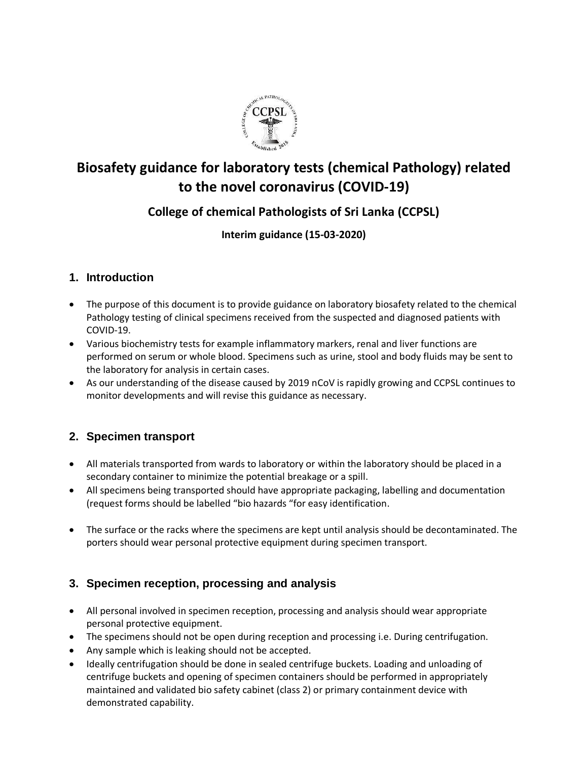# Biosafety guidance for laboratory tests (chemical Pathology) related to the novel coronavirus (COVID-19)

## College of chemical Pathologists of Sri Lanka (CCPSL)

### Interim guidance (15-03-2020)

## 1. Introduction

- The purpose of this document is to provide guidance on laboratory biosafety related to the chemical Pathology testing of clinical specimens received from the suspected and diagnosed patients with COVID-19.
- Various biochemistry tests for example inflammatory markers, renal and liver functions are performed on serum or whole blood. Specimens such as urine, stool and body fluids may be sent to the laboratory for analysis in certain cases.
- As our understanding of the disease caused by 2019 nCoV is rapidly growing and CCPSL continues to monitor developments and will revise this guidance as necessary.

## 2. Specimen transport

- All materials transported from wards to laboratory or within the laboratory should be placed in a secondary container to minimize the potential breakage or a spill.
- All specimens being transported should have appropriate packaging, labelling and documentation (request forms should be labelled "bio hazards "for easy identification.
- The surface or the racks where the specimens are kept until analysis should be decontaminated. The porters should wear personal protective equipment during specimen transport.

## 3. Specimen reception, processing and analysis

- All personal involved in specimen reception, processing and analysis should wear appropriate personal protective equipment.
- The specimens should not be open during reception and processing i.e. During centrifugation.
- Any sample which is leaking should not be accepted.
- Ideally centrifugation should be done in sealed centrifuge buckets. Loading and unloading of centrifuge buckets and opening of specimen containers should be performed in appropriately maintained and validated bio safety cabinet (class 2) or primary containment device with demonstrated capability.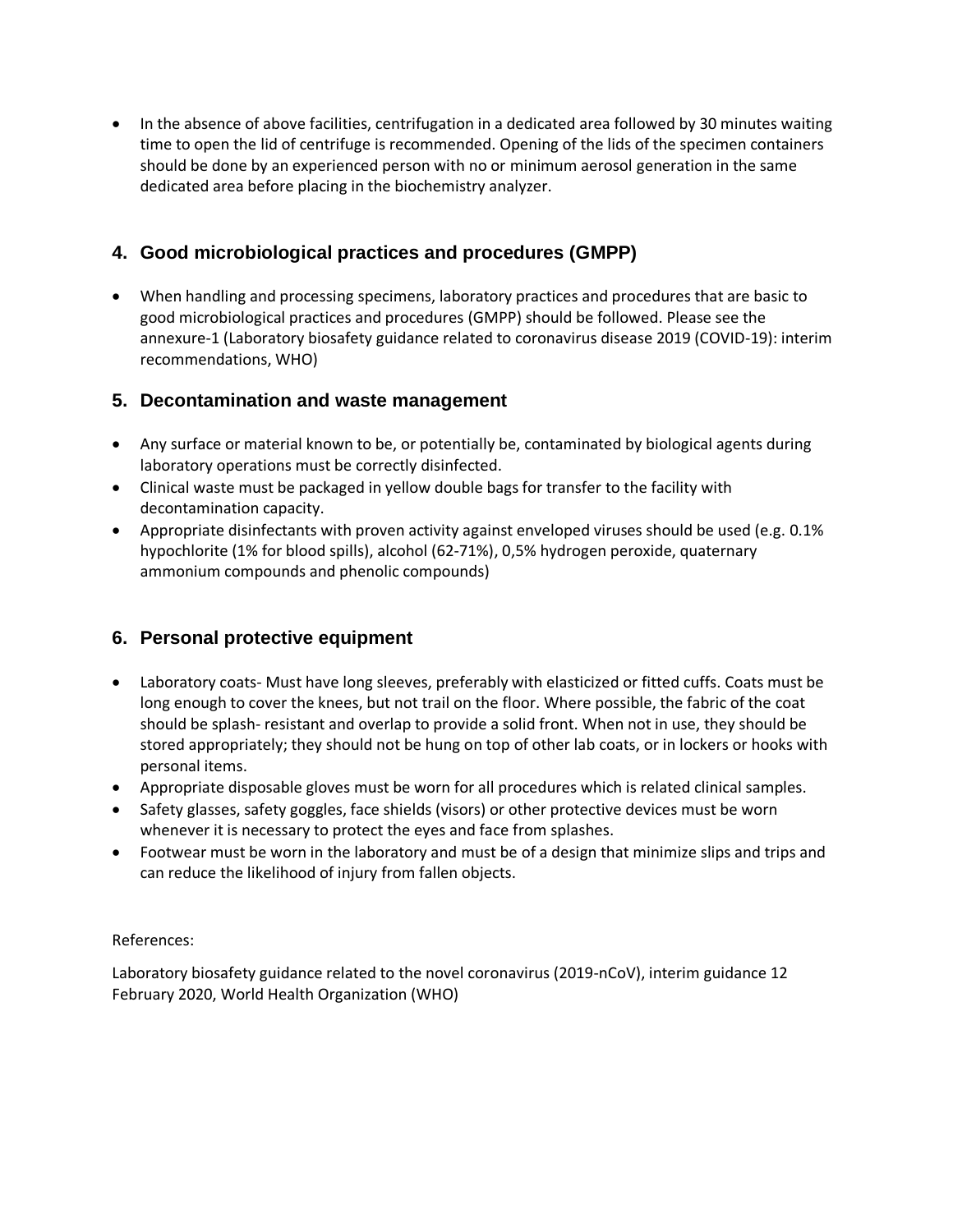- In the absence of above facilities, centrifugation in a dedicated area followed by 30 minutes waiting time to open the lid of centrifuge is recommended. Opening of the lids of the specimen containers should be done by an experienced person with no or minimum aerosol generation in the same dedicated area before placing in the biochemistry analyzer.

## 4. Good microbiological practices and procedures (GMPP)

- When handling and processing specimens, laboratory practices and procedures that are basic to good microbiological practices and procedures (GMPP) should be followed. Please see the annexure-1 (Laboratory biosafety guidance related to coronavirus disease 2019 (COVID-19): interim recommendations, WHO)

## 5. Decontamination and waste management

- Any surface or material known to be, or potentially be, contaminated by biological agents during laboratory operations must be correctly disinfected.
- Clinical waste must be packaged in yellow double bags for transfer to the facility with decontamination capacity.
- Appropriate disinfectants with proven activity against enveloped viruses should be used (e.g. 0.1% hypochlorite (1% for blood spills), alcohol (62-71%), 0,5% hydrogen peroxide, quaternary ammonium compounds and phenolic compounds)

## 6. Personal protective equipment

- Laboratory coats- Must have long sleeves, preferably with elasticized or fitted cuffs. Coats must be long enough to cover the knees, but not trail on the floor. Where possible, the fabric of the coat should be splash- resistant and overlap to provide a solid front. When not in use, they should be stored appropriately; they should not be hung on top of other lab coats, or in lockers or hooks with personal items.
- Appropriate disposable gloves must be worn for all procedures which is related clinical samples.
- Safety glasses, safety goggles, face shields (visors) or other protective devices must be worn whenever it is necessary to protect the eyes and face from splashes.
- Footwear must be worn in the laboratory and must be of a design that minimize slips and trips and can reduce the likelihood of injury from fallen objects.

References:

Laboratory biosafety guidance related to the novel coronavirus (2019-nCoV), interim guidance 12 February 2020, World Health Organization (WHO)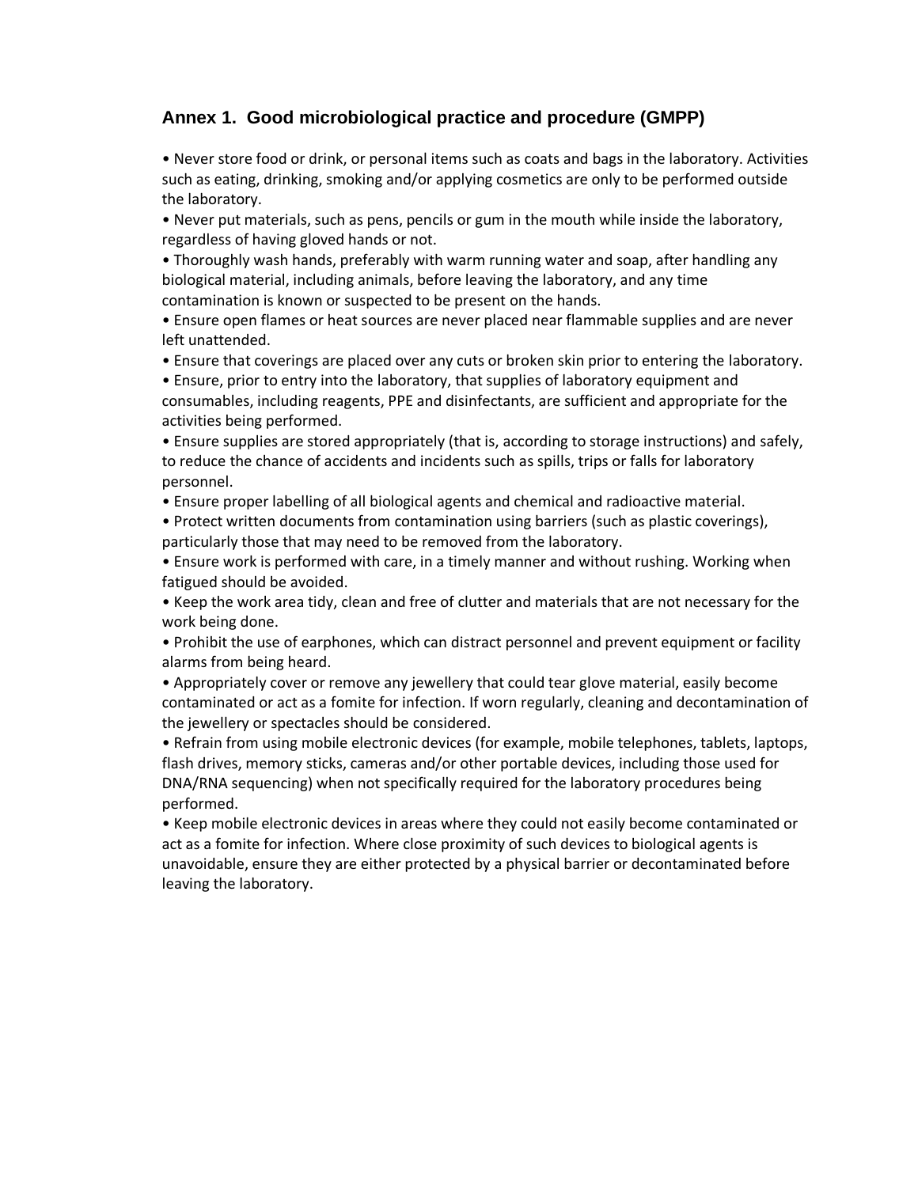## Annex 1. Good microbiological practice and procedure (GMPP)

- Never store food or drink, or personal items such as coats and bags in the laboratory. Activities such as eating, drinking, smoking and/or applying cosmetics are only to be performed outside the laboratory.
- Never put materials, such as pens, pencils or gum in the mouth while inside the laboratory, regardless of having gloved hands or not.
- Thoroughly wash hands, preferably with warm running water and soap, after handling any biological material, including animals, before leaving the laboratory, and any time contamination is known or suspected to be present on the hands.
- Ensure open flames or heat sources are never placed near flammable supplies and are never left unattended.
- Ensure that coverings are placed over any cuts or broken skin prior to entering the laboratory.
- Ensure, prior to entry into the laboratory, that supplies of laboratory equipment and consumables, including reagents, PPE and disinfectants, are sufficient and appropriate for the activities being performed.
- Ensure supplies are stored appropriately (that is, according to storage instructions) and safely, to reduce the chance of accidents and incidents such as spills, trips or falls for laboratory personnel.
- Ensure proper labelling of all biological agents and chemical and radioactive material.
- Protect written documents from contamination using barriers (such as plastic coverings), particularly those that may need to be removed from the laboratory.
- Ensure work is performed with care, in a timely manner and without rushing. Working when fatigued should be avoided.
- Keep the work area tidy, clean and free of clutter and materials that are not necessary for the work being done.
- Prohibit the use of earphones, which can distract personnel and prevent equipment or facility alarms from being heard.
- Appropriately cover or remove any jewellery that could tear glove material, easily become contaminated or act as a fomite for infection. If worn regularly, cleaning and decontamination of the jewellery or spectacles should be considered.
- Refrain from using mobile electronic devices (for example, mobile telephones, tablets, laptops, flash drives, memory sticks, cameras and/or other portable devices, including those used for DNA/RNA sequencing) when not specifically required for the laboratory procedures being performed.
- Keep mobile electronic devices in areas where they could not easily become contaminated or act as a fomite for infection. Where close proximity of such devices to biological agents is unavoidable, ensure they are either protected by a physical barrier or decontaminated before leaving the laboratory.